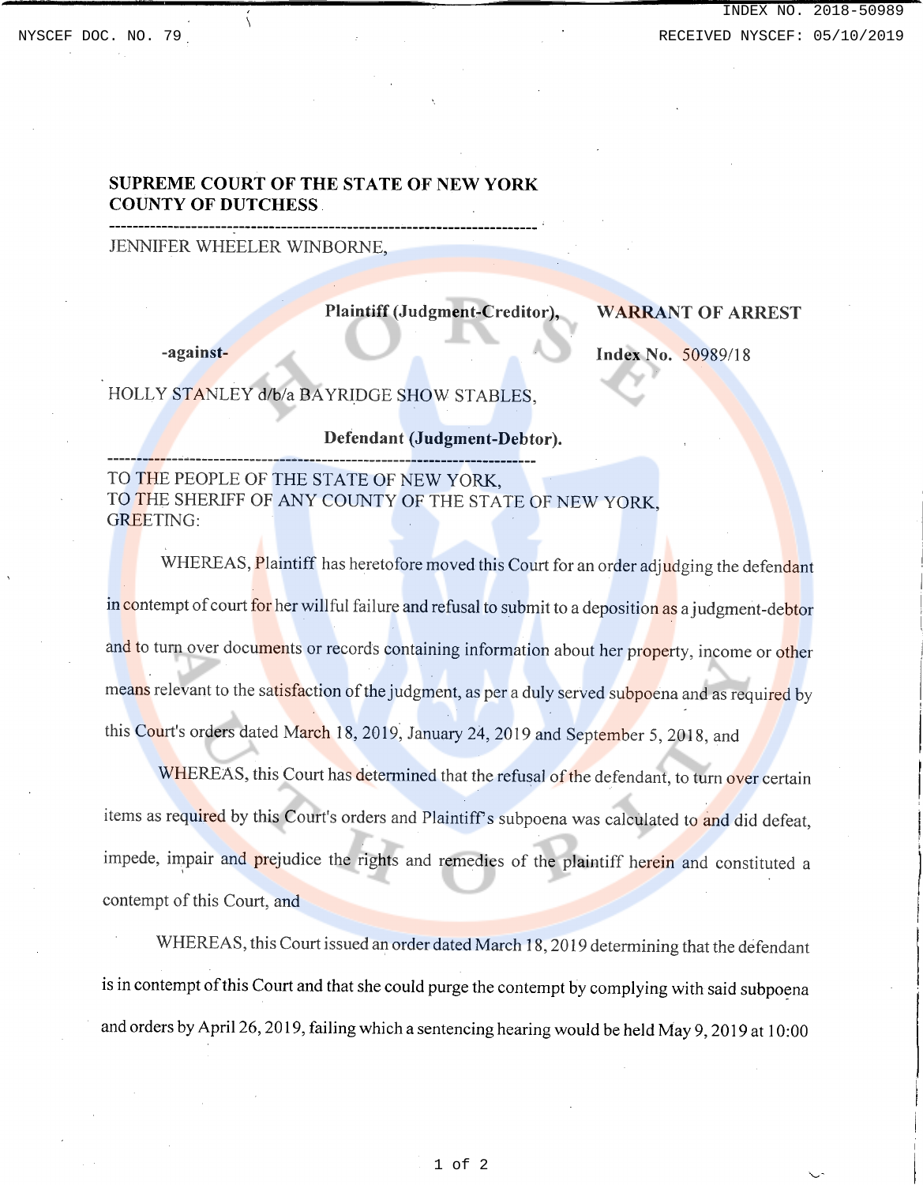**SUPREME COURT OF THE STATE OF NEW YORK**
**COUNTY OF DUTCHESS**

---

JENNIFER WHEELER WINBORNE,

**Plaintiff (Judgment-Creditor),**

**-against-**

HOLLY STANLEY d/b/a BAYRIDGE SHOW STABLES,

**Defendant (Judgment-Debtor).**

---

**WARRANT OF ARREST**

**Index No.** 50989/18

TO THE PEOPLE OF THE STATE OF NEW YORK,
TO THE SHERIFF OF ANY COUNTY OF THE STATE OF NEW YORK,
GREETING:

WHEREAS, Plaintiff has heretofore moved this Court for an order adjudging the defendant in contempt of court for her willful failure and refusal to submit to a deposition as a judgment-debtor and to turn over documents or records containing information about her property, income or other means relevant to the satisfaction of the judgment, as per a duly served subpoena and as required by this Court's orders dated March 18, 2019, January 24, 2019 and September 5, 2018, and

WHEREAS, this Court has determined that the refusal of the defendant, to turn over certain items as required by this Court's orders and Plaintiff's subpoena was calculated to and did defeat, impede, impair and prejudice the rights and remedies of the plaintiff herein and constituted a contempt of this Court, and

WHEREAS, this Court issued an order dated March 18, 2019 determining that the defendant is in contempt of this Court and that she could purge the contempt by complying with said subpoena and orders by April 26, 2019, failing which a sentencing hearing would be held May 9, 2019 at 10:00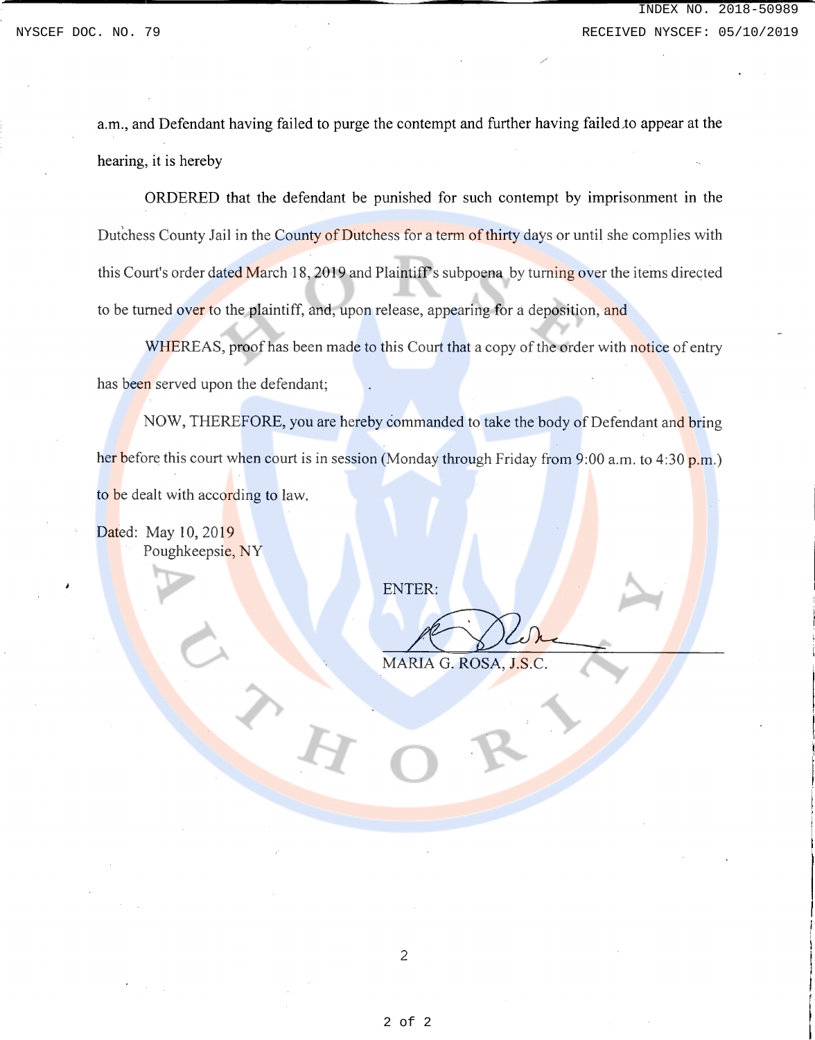a.m., and Defendant having failed to purge the contempt and further having failed to appear at the hearing, it is hereby

ORDERED that the defendant be punished for such contempt by imprisonment in the Dutchess County Jail in the County of Dutchess for a term of thirty days or until she complies with this Court's order dated March 18, 2019 and Plaintiff's subpoena by turning over the items directed to be turned over to the plaintiff, and, upon release, appearing for a deposition, and

WHEREAS, proof has been made to this Court that a copy of the order with notice of entry has been served upon the defendant;

NOW, THEREFORE, you are hereby commanded to take the body of Defendant and bring her before this court when court is in session (Monday through Friday from 9:00 a.m. to 4:30 p.m.) to be dealt with according to law.

Dated: May 10, 2019
Poughkeepsie, NY

ENTER:

MARIA G. ROSA, J.S.C.